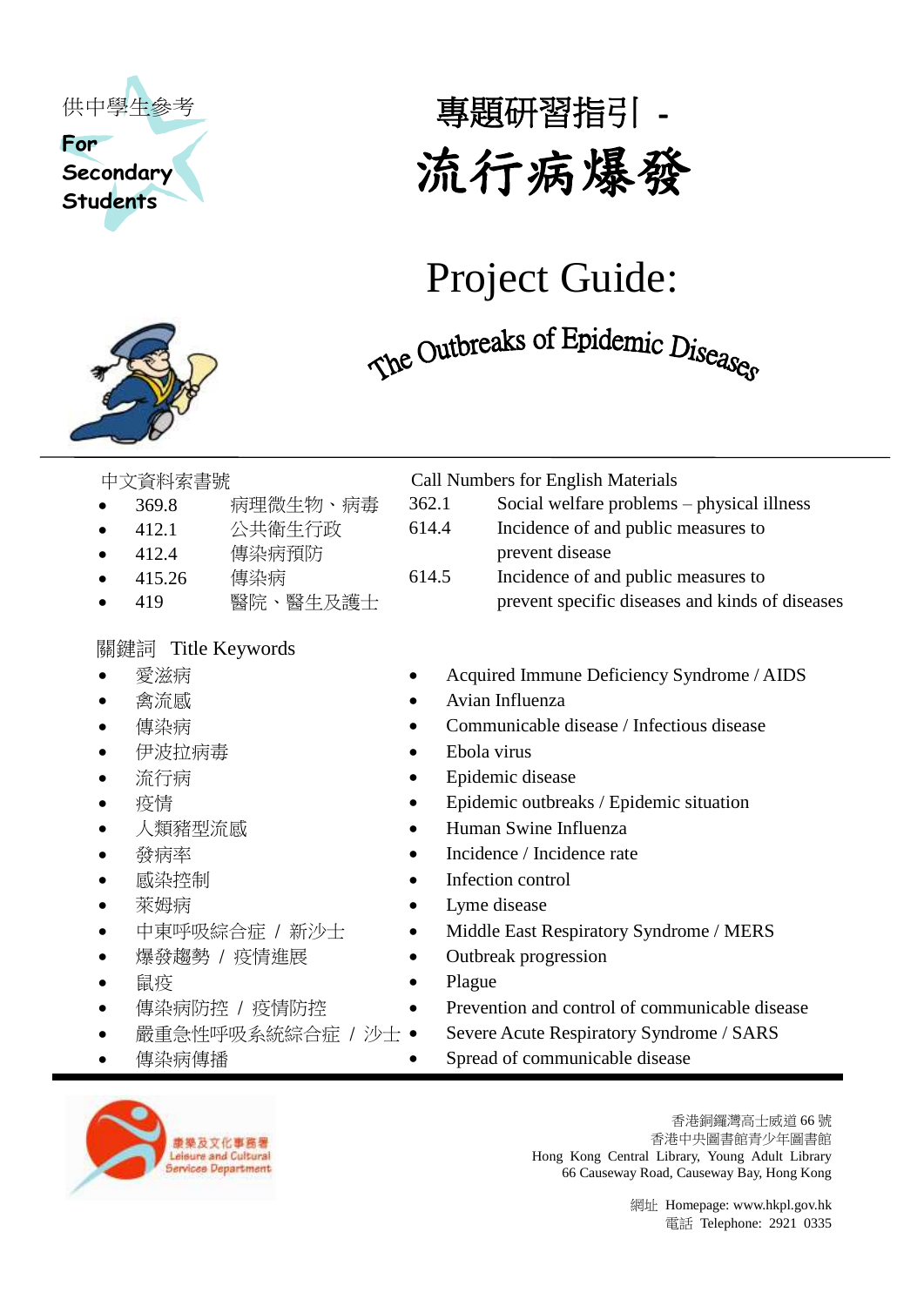供中學生參考

For Secondary Students

# 專題研習指引 - 流行病爆發

# Project Guide: The Outbreaks of Epidemic Diseases

**中文資料索書號**

- 369.8 病理微生物、病毒
- 412.1 公共衛生行政
- 412.4 傳染病預防
- 415.26 傳染病
- 419 醫院、醫生及護士

**Call Numbers for English Materials**

- 362.1 Social welfare problems – physical illness
- 614.4 Incidence of and public measures to prevent disease
- 614.5 Incidence of and public measures to prevent specific diseases and kinds of diseases

**關鍵詞 Title Keywords**

| 關鍵詞 | Title Keywords |
|---|---|
| 愛滋病 | Acquired Immune Deficiency Syndrome / AIDS |
| 禽流感 | Avian Influenza |
| 傳染病 | Communicable disease / Infectious disease |
| 伊波拉病毒 | Ebola virus |
| 流行病 | Epidemic disease |
| 疫情 | Epidemic outbreaks / Epidemic situation |
| 人類豬型流感 | Human Swine Influenza |
| 發病率 | Incidence / Incidence rate |
| 感染控制 | Infection control |
| 萊姆病 | Lyme disease |
| 中東呼吸綜合症 / 新沙士 | Middle East Respiratory Syndrome / MERS |
| 爆發趨勢 / 疫情進展 | Outbreak progression |
| 鼠疫 | Plague |
| 傳染病防控 / 疫情防控 | Prevention and control of communicable disease |
| 嚴重急性呼吸系統綜合症 / 沙士 | Severe Acute Respiratory Syndrome / SARS |
| 傳染病傳播 | Spread of communicable disease |

康樂及文化事務署
Leisure and Cultural Services Department

香港銅鑼灣高士威道 66 號
香港中央圖書館青少年圖書館
Hong Kong Central Library, Young Adult Library
66 Causeway Road, Causeway Bay, Hong Kong

網址 Homepage: www.hkpl.gov.hk
電話 Telephone: 2921 0335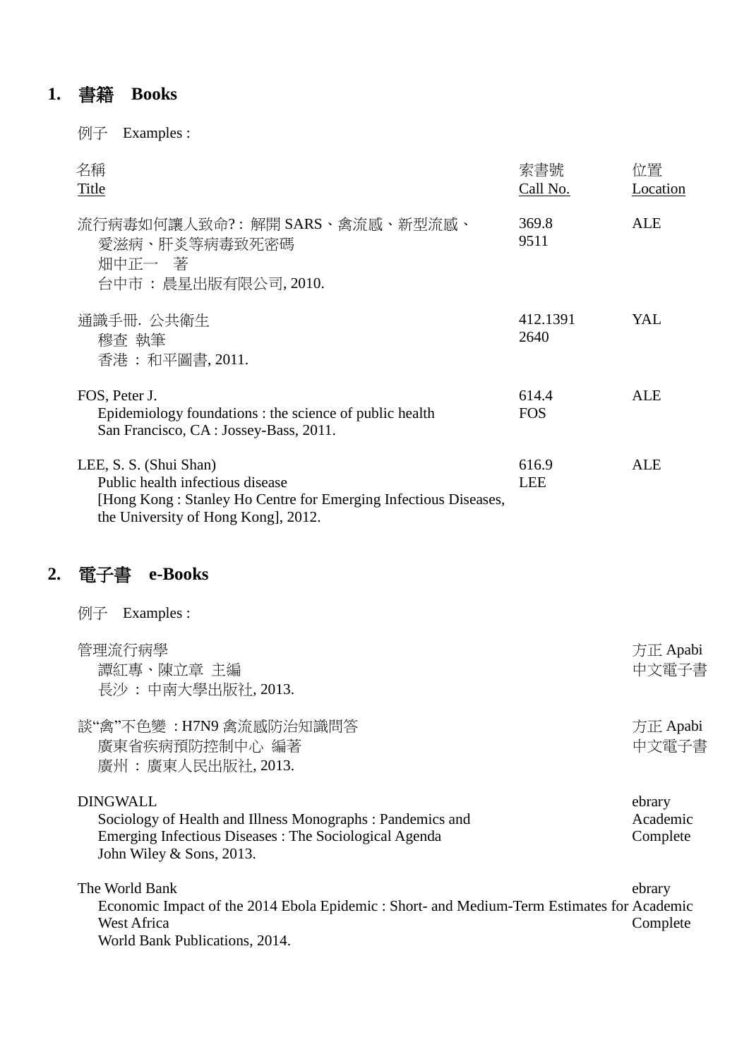## 1. 書籍　Books

例子　Examples :

| 名稱<br>Title | 索書號<br>Call No. | 位置<br>Location |
|---|---|---|
| 流行病毒如何讓人致命? : 解開 SARS、禽流感、新型流感、愛滋病、肝炎等病毒致死密碼<br>畑中正一　著<br>台中市 : 晨星出版有限公司, 2010. | 369.8<br>9511 | ALE |
| 通識手冊. 公共衛生<br>穆查 執筆<br>香港 : 和平圖書, 2011. | 412.1391<br>2640 | YAL |
| FOS, Peter J.<br>Epidemiology foundations : the science of public health<br>San Francisco, CA : Jossey-Bass, 2011. | 614.4<br>FOS | ALE |
| LEE, S. S. (Shui Shan)<br>Public health infectious disease<br>[Hong Kong : Stanley Ho Centre for Emerging Infectious Diseases, the University of Hong Kong], 2012. | 616.9<br>LEE | ALE |

## 2. 電子書　e-Books

例子　Examples :

| Title | Source |
|---|---|
| 管理流行病學<br>譚紅專、陳立章 主編<br>長沙 : 中南大學出版社, 2013. | 方正 Apabi 中文電子書 |
| 談"禽"不色變 : H7N9 禽流感防治知識問答<br>廣東省疾病預防控制中心 編著<br>廣州 : 廣東人民出版社, 2013. | 方正 Apabi 中文電子書 |
| DINGWALL<br>Sociology of Health and Illness Monographs : Pandemics and Emerging Infectious Diseases : The Sociological Agenda<br>John Wiley & Sons, 2013. | ebrary Academic Complete |
| The World Bank<br>Economic Impact of the 2014 Ebola Epidemic : Short- and Medium-Term Estimates for West Africa<br>World Bank Publications, 2014. | ebrary Academic Complete |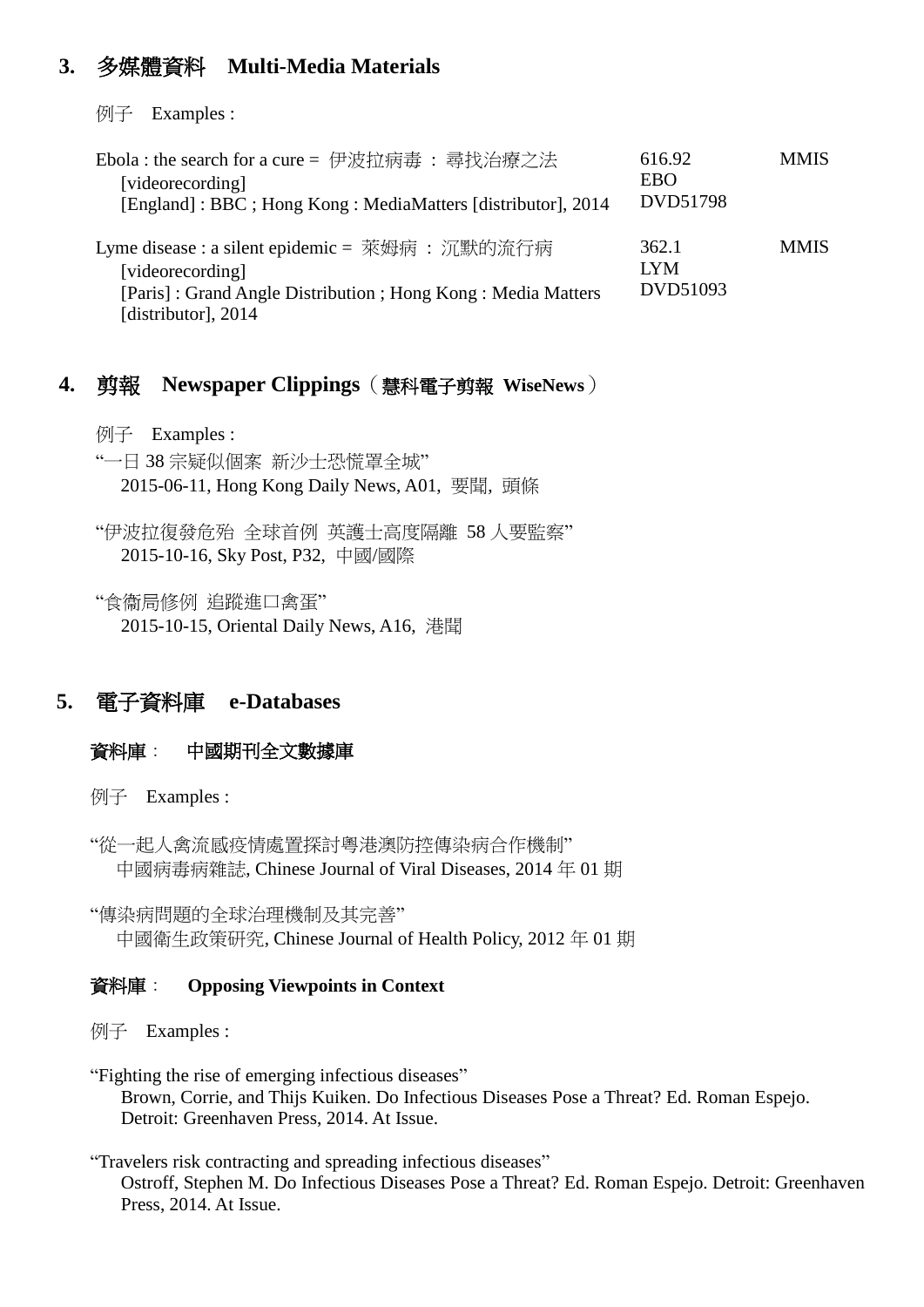## 3. 多媒體資料 Multi-Media Materials

例子 Examples :

| | | |
|---|---|---|
| Ebola : the search for a cure = 伊波拉病毒 ： 尋找治療之法 [videorecording]<br>[England] : BBC ; Hong Kong : MediaMatters [distributor], 2014 | 616.92<br>EBO<br>DVD51798 | MMIS |
| Lyme disease : a silent epidemic = 萊姆病 ： 沉默的流行病 [videorecording]<br>[Paris] : Grand Angle Distribution ; Hong Kong : Media Matters [distributor], 2014 | 362.1<br>LYM<br>DVD51093 | MMIS |

## 4. 剪報 Newspaper Clippings（慧科電子剪報 WiseNews）

例子 Examples :

"一日 38 宗疑似個案 新沙士恐慌罩全城"
2015-06-11, Hong Kong Daily News, A01, 要聞, 頭條

"伊波拉復發危殆 全球首例 英護士高度隔離 58 人要監察"
2015-10-16, Sky Post, P32, 中國/國際

"食衞局修例 追蹤進口禽蛋"
2015-10-15, Oriental Daily News, A16, 港聞

## 5. 電子資料庫 e-Databases

### 資料庫： 中國期刊全文數據庫

例子 Examples :

"從一起人禽流感疫情處置探討粵港澳防控傳染病合作機制"
中國病毒病雜誌, Chinese Journal of Viral Diseases, 2014 年 01 期

"傳染病問題的全球治理機制及其完善"
中國衞生政策研究, Chinese Journal of Health Policy, 2012 年 01 期

### 資料庫： Opposing Viewpoints in Context

例子 Examples :

"Fighting the rise of emerging infectious diseases"
Brown, Corrie, and Thijs Kuiken. Do Infectious Diseases Pose a Threat? Ed. Roman Espejo. Detroit: Greenhaven Press, 2014. At Issue.

"Travelers risk contracting and spreading infectious diseases"
Ostroff, Stephen M. Do Infectious Diseases Pose a Threat? Ed. Roman Espejo. Detroit: Greenhaven Press, 2014. At Issue.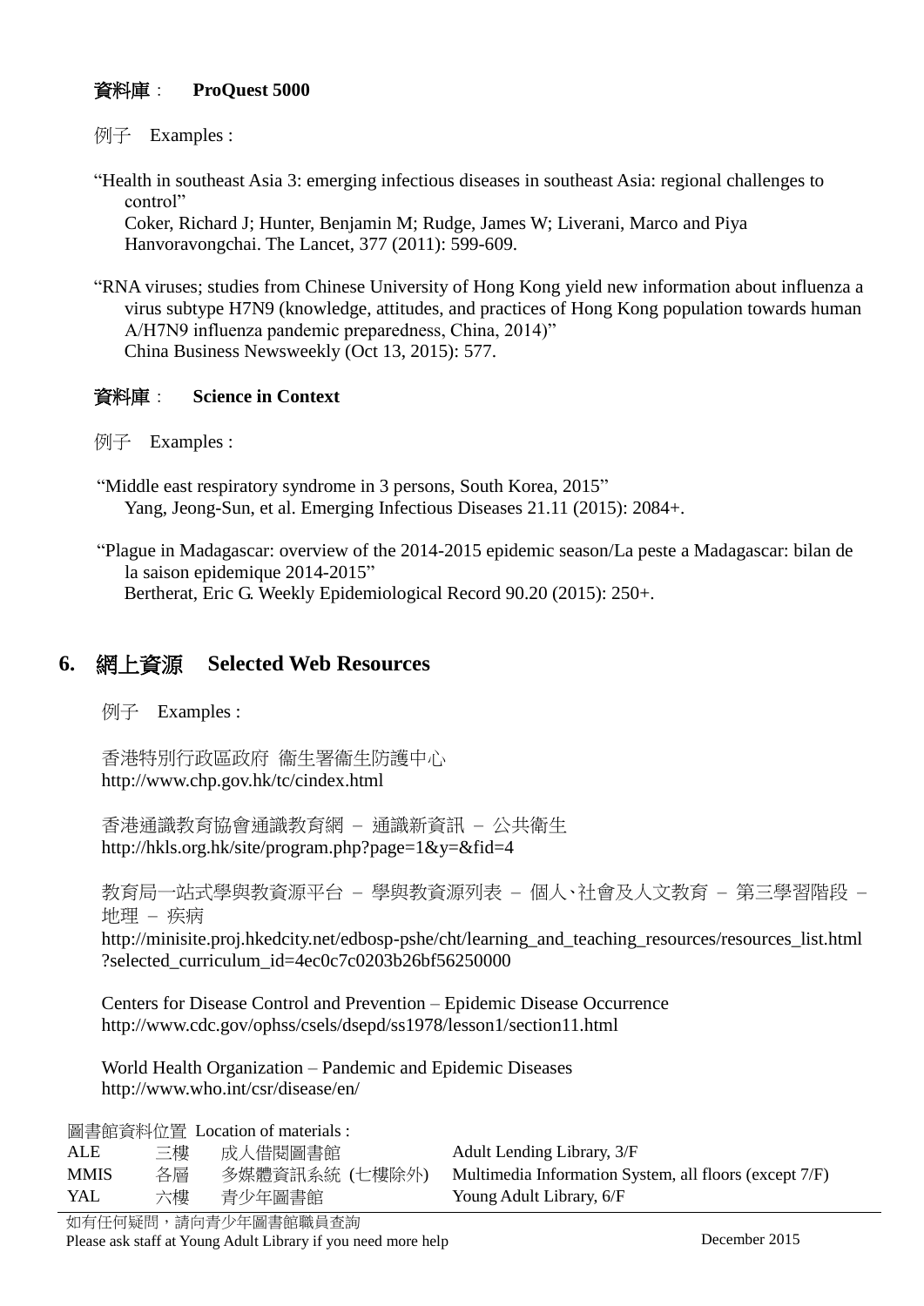**資料庫**： **ProQuest 5000**

例子 Examples :

"Health in southeast Asia 3: emerging infectious diseases in southeast Asia: regional challenges to control"
Coker, Richard J; Hunter, Benjamin M; Rudge, James W; Liverani, Marco and Piya Hanvoravongchai. The Lancet, 377 (2011): 599-609.

"RNA viruses; studies from Chinese University of Hong Kong yield new information about influenza a virus subtype H7N9 (knowledge, attitudes, and practices of Hong Kong population towards human A/H7N9 influenza pandemic preparedness, China, 2014)"
China Business Newsweekly (Oct 13, 2015): 577.

**資料庫**： **Science in Context**

例子 Examples :

"Middle east respiratory syndrome in 3 persons, South Korea, 2015"
Yang, Jeong-Sun, et al. Emerging Infectious Diseases 21.11 (2015): 2084+.

"Plague in Madagascar: overview of the 2014-2015 epidemic season/La peste a Madagascar: bilan de la saison epidemique 2014-2015"
Bertherat, Eric G. Weekly Epidemiological Record 90.20 (2015): 250+.

## 6. 網上資源 Selected Web Resources

例子 Examples :

香港特別行政區政府 衛生署衛生防護中心
http://www.chp.gov.hk/tc/cindex.html

香港通識教育協會通識教育網 – 通識新資訊 – 公共衛生
http://hkls.org.hk/site/program.php?page=1&y=&fid=4

教育局一站式學與教資源平台 – 學與教資源列表 – 個人、社會及人文教育 – 第三學習階段 – 地理 – 疾病
http://minisite.proj.hkedcity.net/edbosp-pshe/cht/learning_and_teaching_resources/resources_list.html?selected_curriculum_id=4ec0c7c0203b26bf56250000

Centers for Disease Control and Prevention – Epidemic Disease Occurrence
http://www.cdc.gov/ophss/csels/dsepd/ss1978/lesson1/section11.html

World Health Organization – Pandemic and Epidemic Diseases
http://www.who.int/csr/disease/en/

圖書館資料位置 Location of materials :

| | | | |
|---|---|---|---|
| ALE | 三樓 | 成人借閱圖書館 | Adult Lending Library, 3/F |
| MMIS | 各層 | 多媒體資訊系統 (七樓除外) | Multimedia Information System, all floors (except 7/F) |
| YAL | 六樓 | 青少年圖書館 | Young Adult Library, 6/F |

如有任何疑問，請向青少年圖書館職員查詢
Please ask staff at Young Adult Library if you need more help

December 2015